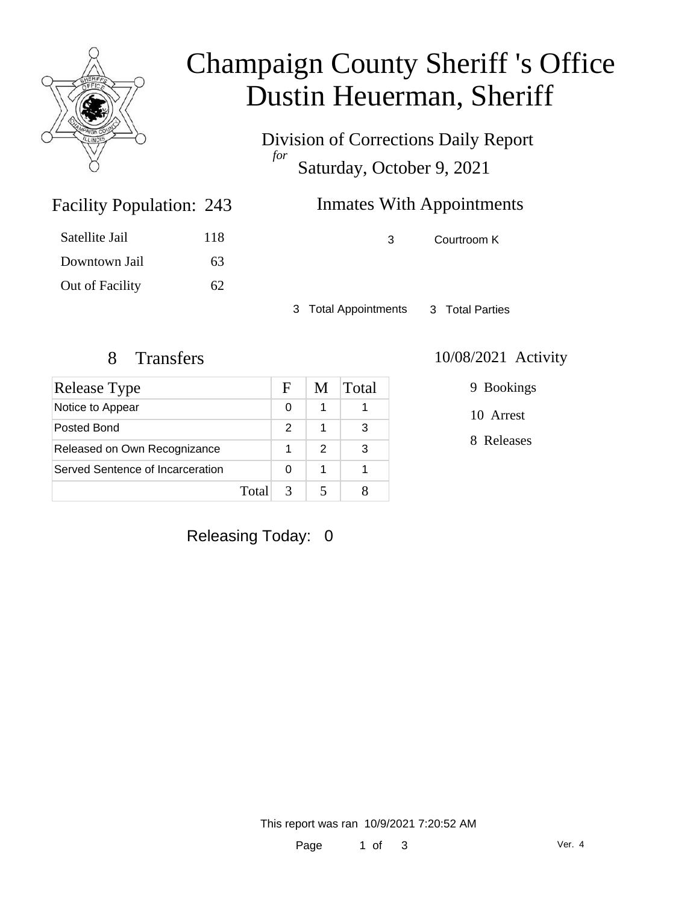# Champaign County Sheriff 's Office
# Dustin Heuerman, Sheriff

Division of Corrections Daily Report
*for*
Saturday, October 9, 2021

## Facility Population: 243

| | |
|---|---|
| Satellite Jail | 118 |
| Downtown Jail | 63 |
| Out of Facility | 62 |

## Inmates With Appointments

| | |
|---|---|
| 3 | Courtroom K |

3 Total Appointments 3 Total Parties

## 8 Transfers

| Release Type | F | M | Total |
|---|---|---|---|
| Notice to Appear | 0 | 1 | 1 |
| Posted Bond | 2 | 1 | 3 |
| Released on Own Recognizance | 1 | 2 | 3 |
| Served Sentence of Incarceration | 0 | 1 | 1 |
| Total | 3 | 5 | 8 |

## 10/08/2021 Activity

9 Bookings

10 Arrest

8 Releases

Releasing Today: 0

This report was ran 10/9/2021 7:20:52 AM

Ver. 4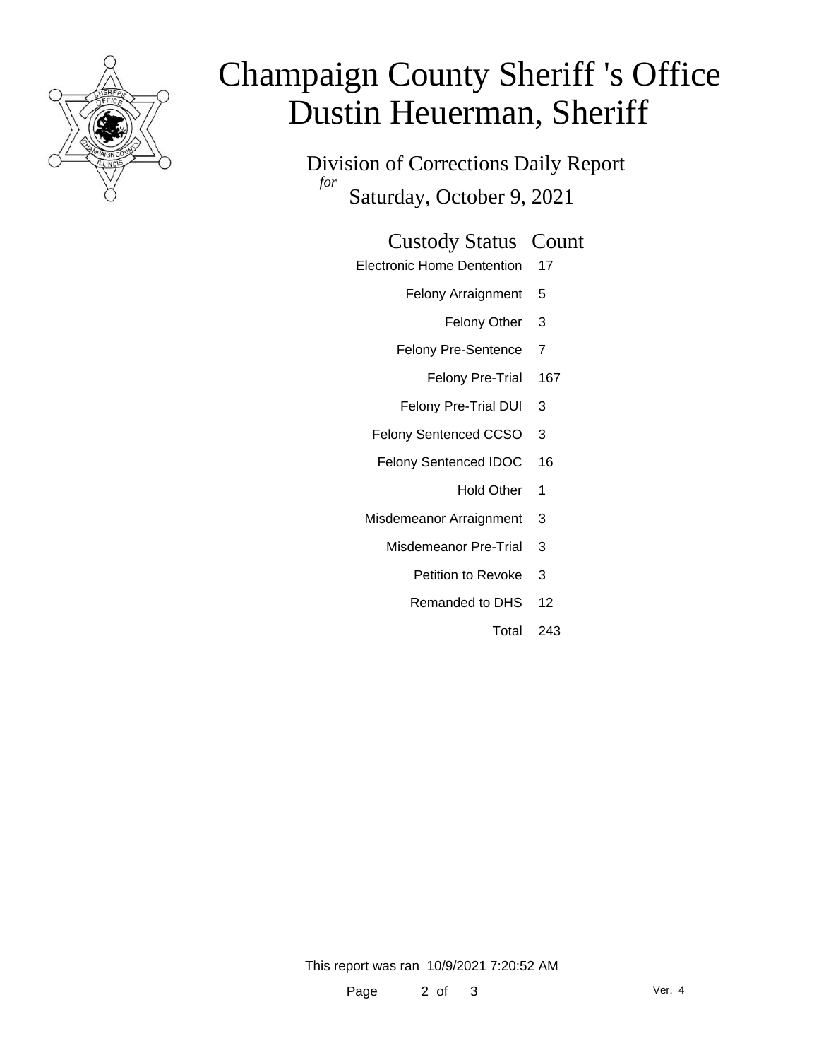# Champaign County Sheriff 's Office
# Dustin Heuerman, Sheriff

Division of Corrections Daily Report

*for*

Saturday, October 9, 2021

| Custody Status | Count |
| --- | --- |
| Electronic Home Dentention | 17 |
| Felony Arraignment | 5 |
| Felony Other | 3 |
| Felony Pre-Sentence | 7 |
| Felony Pre-Trial | 167 |
| Felony Pre-Trial DUI | 3 |
| Felony Sentenced CCSO | 3 |
| Felony Sentenced IDOC | 16 |
| Hold Other | 1 |
| Misdemeanor Arraignment | 3 |
| Misdemeanor Pre-Trial | 3 |
| Petition to Revoke | 3 |
| Remanded to DHS | 12 |
| Total | 243 |

This report was ran 10/9/2021 7:20:52 AM

Ver. 4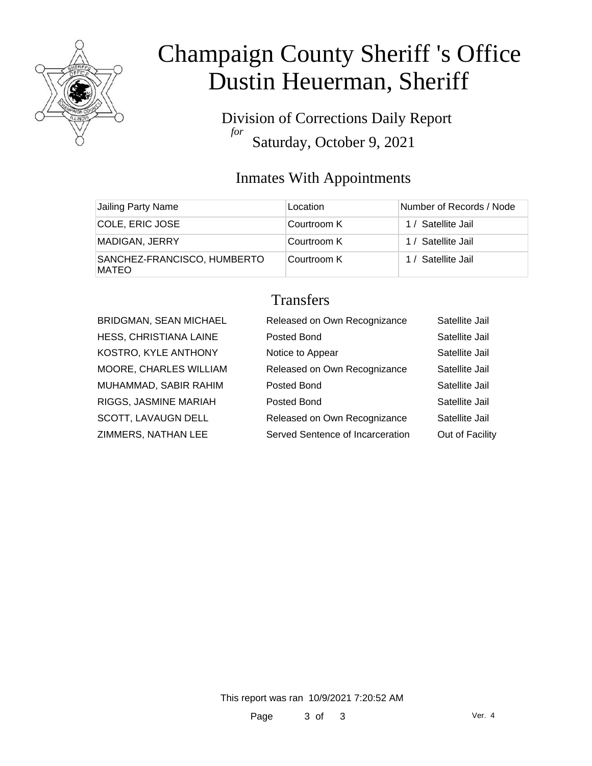# Champaign County Sheriff 's Office
# Dustin Heuerman, Sheriff

## Division of Corrections Daily Report
*for*
## Saturday, October 9, 2021

### Inmates With Appointments

| Jailing Party Name | Location | Number of Records / Node |
|---|---|---|
| COLE, ERIC JOSE | Courtroom K | 1 / Satellite Jail |
| MADIGAN, JERRY | Courtroom K | 1 / Satellite Jail |
| SANCHEZ-FRANCISCO, HUMBERTO MATEO | Courtroom K | 1 / Satellite Jail |

### Transfers

| | | |
|---|---|---|
| BRIDGMAN, SEAN MICHAEL | Released on Own Recognizance | Satellite Jail |
| HESS, CHRISTIANA LAINE | Posted Bond | Satellite Jail |
| KOSTRO, KYLE ANTHONY | Notice to Appear | Satellite Jail |
| MOORE, CHARLES WILLIAM | Released on Own Recognizance | Satellite Jail |
| MUHAMMAD, SABIR RAHIM | Posted Bond | Satellite Jail |
| RIGGS, JASMINE MARIAH | Posted Bond | Satellite Jail |
| SCOTT, LAVAUGN DELL | Released on Own Recognizance | Satellite Jail |
| ZIMMERS, NATHAN LEE | Served Sentence of Incarceration | Out of Facility |

This report was ran 10/9/2021 7:20:52 AM

Ver. 4